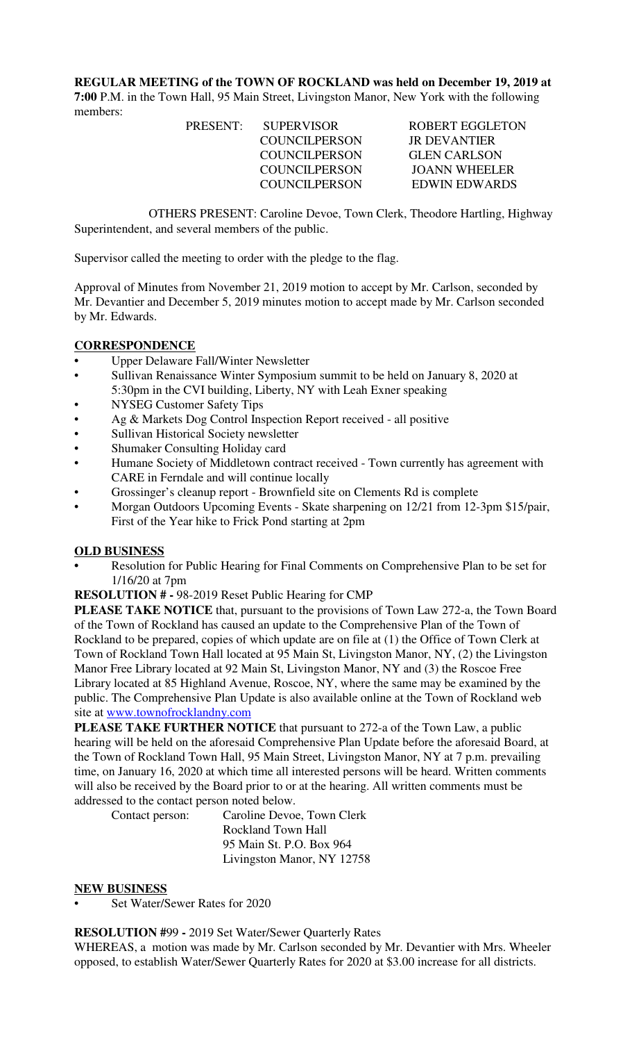**REGULAR MEETING of the TOWN OF ROCKLAND was held on December 19, 2019 at 7:00 P.M. in the Town Hall, 95 Main Street, Livingston Manor, New York with the following members:**

| PRESENT: | SUPERVISOR | ROBERT EGGLETON |
|---|---|---|
| | COUNCILPERSON | JR DEVANTIER |
| | COUNCILPERSON | GLEN CARLSON |
| | COUNCILPERSON | JOANN WHEELER |
| | COUNCILPERSON | EDWIN EDWARDS |

OTHERS PRESENT: Caroline Devoe, Town Clerk, Theodore Hartling, Highway Superintendent, and several members of the public.

Supervisor called the meeting to order with the pledge to the flag.

Approval of Minutes from November 21, 2019 motion to accept by Mr. Carlson, seconded by Mr. Devantier and December 5, 2019 minutes motion to accept made by Mr. Carlson seconded by Mr. Edwards.

**CORRESPONDENCE**

- Upper Delaware Fall/Winter Newsletter
- Sullivan Renaissance Winter Symposium summit to be held on January 8, 2020 at 5:30pm in the CVI building, Liberty, NY with Leah Exner speaking
- NYSEG Customer Safety Tips
- Ag & Markets Dog Control Inspection Report received - all positive
- Sullivan Historical Society newsletter
- Shumaker Consulting Holiday card
- Humane Society of Middletown contract received - Town currently has agreement with CARE in Ferndale and will continue locally
- Grossinger's cleanup report - Brownfield site on Clements Rd is complete
- Morgan Outdoors Upcoming Events - Skate sharpening on 12/21 from 12-3pm $15/pair, First of the Year hike to Frick Pond starting at 2pm

**OLD BUSINESS**

- Resolution for Public Hearing for Final Comments on Comprehensive Plan to be set for 1/16/20 at 7pm

**RESOLUTION # -** 98-2019 Reset Public Hearing for CMP

**PLEASE TAKE NOTICE** that, pursuant to the provisions of Town Law 272-a, the Town Board of the Town of Rockland has caused an update to the Comprehensive Plan of the Town of Rockland to be prepared, copies of which update are on file at (1) the Office of Town Clerk at Town of Rockland Town Hall located at 95 Main St, Livingston Manor, NY, (2) the Livingston Manor Free Library located at 92 Main St, Livingston Manor, NY and (3) the Roscoe Free Library located at 85 Highland Avenue, Roscoe, NY, where the same may be examined by the public. The Comprehensive Plan Update is also available online at the Town of Rockland web site at www.townofrocklandny.com

**PLEASE TAKE FURTHER NOTICE** that pursuant to 272-a of the Town Law, a public hearing will be held on the aforesaid Comprehensive Plan Update before the aforesaid Board, at the Town of Rockland Town Hall, 95 Main Street, Livingston Manor, NY at 7 p.m. prevailing time, on January 16, 2020 at which time all interested persons will be heard. Written comments will also be received by the Board prior to or at the hearing. All written comments must be addressed to the contact person noted below.

Contact person: Caroline Devoe, Town Clerk
Rockland Town Hall
95 Main St. P.O. Box 964
Livingston Manor, NY 12758

**NEW BUSINESS**

- Set Water/Sewer Rates for 2020

**RESOLUTION #**99 **-** 2019 Set Water/Sewer Quarterly Rates

WHEREAS, a motion was made by Mr. Carlson seconded by Mr. Devantier with Mrs. Wheeler opposed, to establish Water/Sewer Quarterly Rates for 2020 at $3.00 increase for all districts.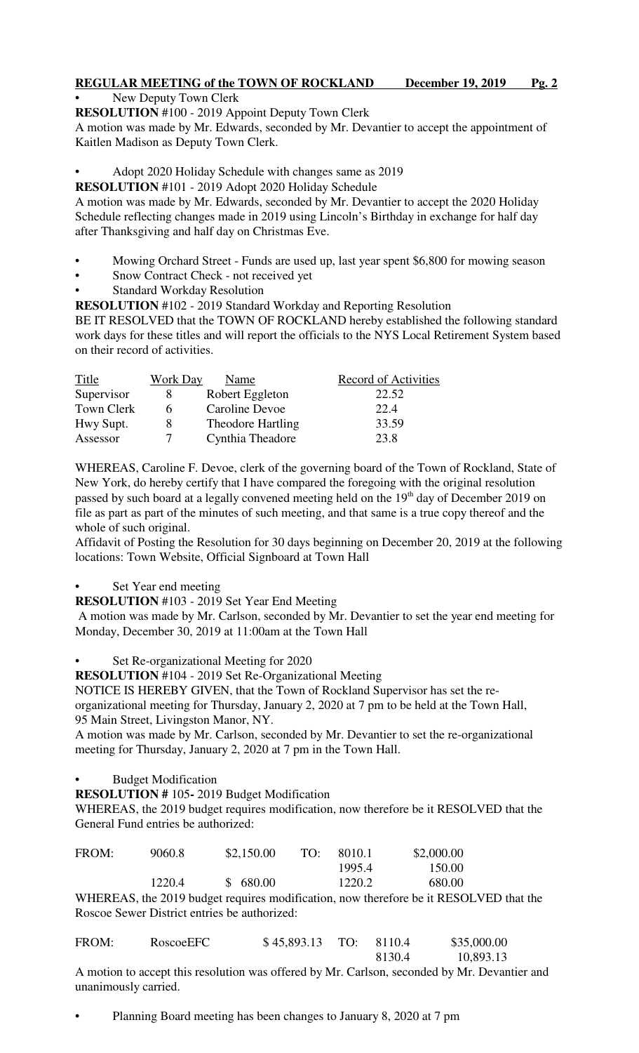- New Deputy Town Clerk

**RESOLUTION** #100 - 2019 Appoint Deputy Town Clerk

A motion was made by Mr. Edwards, seconded by Mr. Devantier to accept the appointment of Kaitlen Madison as Deputy Town Clerk.

- Adopt 2020 Holiday Schedule with changes same as 2019

**RESOLUTION** #101 - 2019 Adopt 2020 Holiday Schedule

A motion was made by Mr. Edwards, seconded by Mr. Devantier to accept the 2020 Holiday Schedule reflecting changes made in 2019 using Lincoln's Birthday in exchange for half day after Thanksgiving and half day on Christmas Eve.

- Mowing Orchard Street - Funds are used up, last year spent $6,800 for mowing season
- Snow Contract Check - not received yet
- Standard Workday Resolution

**RESOLUTION** #102 - 2019 Standard Workday and Reporting Resolution

BE IT RESOLVED that the TOWN OF ROCKLAND hereby established the following standard work days for these titles and will report the officials to the NYS Local Retirement System based on their record of activities.

| Title | Work Day | Name | Record of Activities |
|---|---|---|---|
| Supervisor | 8 | Robert Eggleton | 22.52 |
| Town Clerk | 6 | Caroline Devoe | 22.4 |
| Hwy Supt. | 8 | Theodore Hartling | 33.59 |
| Assessor | 7 | Cynthia Theadore | 23.8 |

WHEREAS, Caroline F. Devoe, clerk of the governing board of the Town of Rockland, State of New York, do hereby certify that I have compared the foregoing with the original resolution passed by such board at a legally convened meeting held on the 19th day of December 2019 on file as part as part of the minutes of such meeting, and that same is a true copy thereof and the whole of such original.

Affidavit of Posting the Resolution for 30 days beginning on December 20, 2019 at the following locations: Town Website, Official Signboard at Town Hall

- Set Year end meeting

**RESOLUTION** #103 - 2019 Set Year End Meeting

A motion was made by Mr. Carlson, seconded by Mr. Devantier to set the year end meeting for Monday, December 30, 2019 at 11:00am at the Town Hall

- Set Re-organizational Meeting for 2020

**RESOLUTION** #104 - 2019 Set Re-Organizational Meeting

NOTICE IS HEREBY GIVEN, that the Town of Rockland Supervisor has set the re-organizational meeting for Thursday, January 2, 2020 at 7 pm to be held at the Town Hall, 95 Main Street, Livingston Manor, NY.

A motion was made by Mr. Carlson, seconded by Mr. Devantier to set the re-organizational meeting for Thursday, January 2, 2020 at 7 pm in the Town Hall.

- Budget Modification

**RESOLUTION #** 105**-** 2019 Budget Modification

WHEREAS, the 2019 budget requires modification, now therefore be it RESOLVED that the General Fund entries be authorized:

| FROM: | | | TO: | | |
|---|---|---|---|---|---|
| | 9060.8 | $2,150.00 | | 8010.1 | $2,000.00 |
| | | | | 1995.4 | 150.00 |
| | 1220.4 | $ 680.00 | | 1220.2 | 680.00 |

WHEREAS, the 2019 budget requires modification, now therefore be it RESOLVED that the Roscoe Sewer District entries be authorized:

| FROM: | | | TO: | | |
|---|---|---|---|---|---|
| | RoscoeEFC | $ 45,893.13 | | 8110.4 | $35,000.00 |
| | | | | 8130.4 | 10,893.13 |

A motion to accept this resolution was offered by Mr. Carlson, seconded by Mr. Devantier and unanimously carried.

- Planning Board meeting has been changes to January 8, 2020 at 7 pm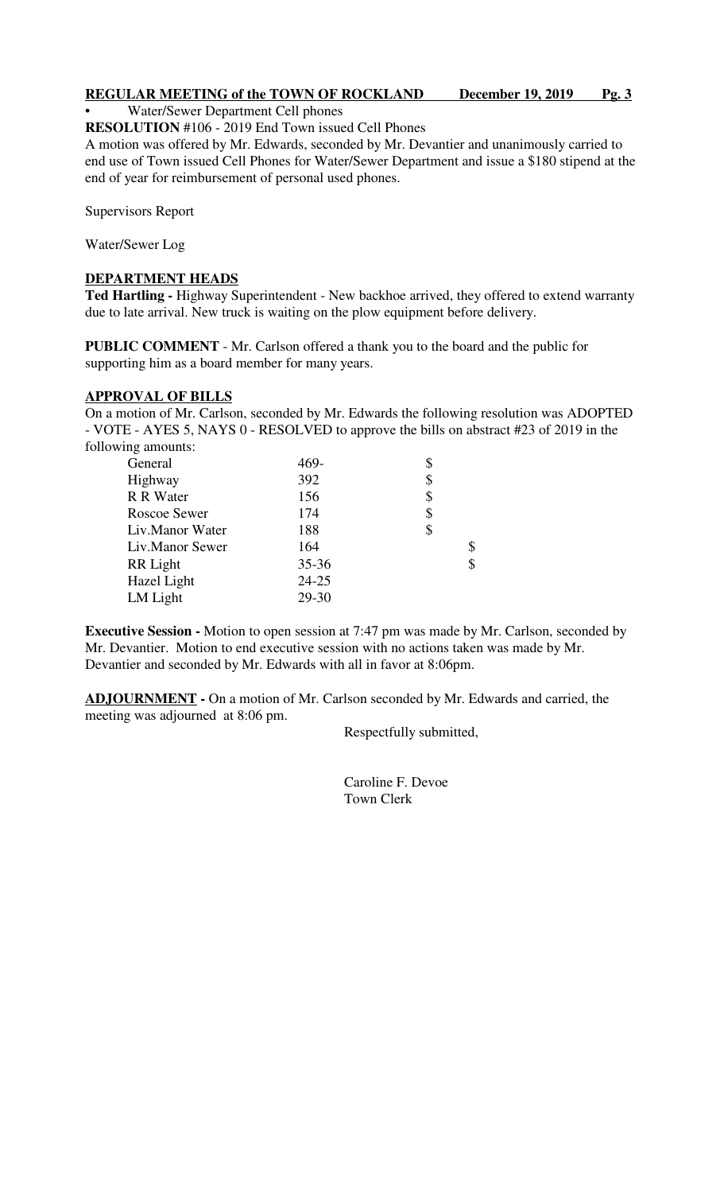• Water/Sewer Department Cell phones

**RESOLUTION** #106 - 2019 End Town issued Cell Phones

A motion was offered by Mr. Edwards, seconded by Mr. Devantier and unanimously carried to end use of Town issued Cell Phones for Water/Sewer Department and issue a $180 stipend at the end of year for reimbursement of personal used phones.

Supervisors Report

Water/Sewer Log

## DEPARTMENT HEADS

**Ted Hartling -** Highway Superintendent - New backhoe arrived, they offered to extend warranty due to late arrival. New truck is waiting on the plow equipment before delivery.

**PUBLIC COMMENT** - Mr. Carlson offered a thank you to the board and the public for supporting him as a board member for many years.

## APPROVAL OF BILLS

On a motion of Mr. Carlson, seconded by Mr. Edwards the following resolution was ADOPTED - VOTE - AYES 5, NAYS 0 - RESOLVED to approve the bills on abstract #23 of 2019 in the following amounts:

| | | | |
|---|---|---|---|
| General | 469- | $ | |
| Highway | 392 | $ | |
| R R Water | 156 | $ | |
| Roscoe Sewer | 174 | $ | |
| Liv.Manor Water | 188 | $ | |
| Liv.Manor Sewer | 164 | | $ |
| RR Light | 35-36 | | $ |
| Hazel Light | 24-25 | | |
| LM Light | 29-30 | | |

**Executive Session -** Motion to open session at 7:47 pm was made by Mr. Carlson, seconded by Mr. Devantier. Motion to end executive session with no actions taken was made by Mr. Devantier and seconded by Mr. Edwards with all in favor at 8:06pm.

**ADJOURNMENT -** On a motion of Mr. Carlson seconded by Mr. Edwards and carried, the meeting was adjourned at 8:06 pm.

Respectfully submitted,

Caroline F. Devoe
Town Clerk